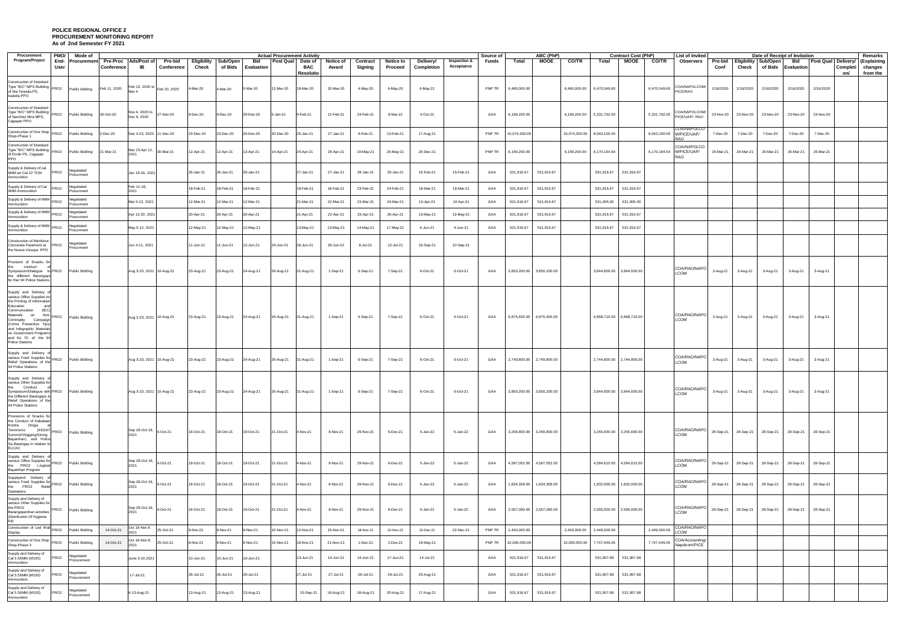**POLICE REGIONAL OFFICE 2**
**PROCUREMENT MONITORING REPORT**
**As of 2nd Semester FY 2021**

| Procurement Program/Project | PMO/ End-User | Mode of Procurement | Actual Procurement Activity | | | | | | | | | | | | | | Source of Funds | ABC (PhP) | | | Contract Cost (PhP) | | | List of Invited Observers | Date of Receipt of Invitation | | | | | | Remarks (Explaining changes from the |
|---|---|---|---|---|---|---|---|---|---|---|---|---|---|---|---|---|---|---|---|---|---|---|---|---|---|---|---|---|---|---|---|
| | | | Pre-Proc Conference | Ads/Post of IB | Pre-bid Conference | Eligibility Check | Sub/Open of Bids | Bid Evaluation | Post Qual | Date of BAC Resolutio | Notice of Award | Contract Signing | Notice to Proceed | Delivery/ Completion | Inspection & Acceptance | | Total | MOOE | CO/TR | Total | MOOE | CO/TR | | Pre-bid Conf | Eligibility Check | Sub/Open of Bids | Bid Evaluation | Post Qual | Delivery/ Completion | |
| Construction of Standard Type "B/C" MPS Building of Sta Teresita PS, Isabela PPO | PRO2 | Public bidding | Feb 11, 2020 | Feb 13, 2020 to Mar 4 | Feb 20, 2020 | 4-Mar-20 | 4-Mar-20 | 5-Mar-20 | 12-Mar-20 | 18-Mar-20 | 20-Mar-20 | 4-May-20 | 6-May-20 | 6-May-21 | | PNP TR | 6,480,000.00 | | 6,480,000.00 | 6,470,549.60 | | 6,470,549.60 | COA/NAPOLCOM/PICE/RAO | 2/16/2020 | 2/16/2020 | 2/16/2020 | 2/16/2020 | 2/16/2020 | | |
| Construction of Standard Type "B/C" MPS Building of Sanchez Mira MPS, Cagayan PPO | PRO2 | Public Bidding | 30-Oct-20 | Nov 4, 2020 to Dec 9, 2020 | 27-Nov-20 | 9-Dec-20 | 9-Dec-20 | 29-Dec-20 | 5-Jan-21 | 9-Feb-21 | 12-Feb-21 | 24-Feb-21 | 8-Mar-21 | 4-Oct-21 | | GAA | 6,199,200.00 | | 6,199,200.00 | 5,331,792.00 | | 5,331,792.00 | COA/NAPOLCOM/PICE/UAP/ RAO | 23-Nov-20 | 23-Nov-20 | 23-Nov-20 | 23-Nov-20 | 23-Nov-20 | | |
| Construction of One Stop Shop-Phase 1 | PRO2 | Public Bidding | 2-Dec-20 | Dec 4-23, 2020 | 11-Dec-20 | 23-Dec-20 | 23-Dec-20 | 26-Dec-20 | 30-Dec-20 | 25-Jan-21 | 27-Jan-21 | 8-Feb-21 | 10-Feb-21 | 17-Aug-21 | | PNP TR | 10,074,300.00 | | 10,074,300.00 | 8,563,100.00 | | 8,563,100.00 | COA/NAPOLCO M/PICE/UAP/ RAO | 7-Dec-20 | 7-Dec-20 | 7-Dec-20 | 7-Dec-20 | 7-Dec-20 | | |
| Construction of Standard Type "B/C" MPS Building of Enrile PS, Cagayan PPO | PRO2 | Public Bidding | 21-Mar-21 | Mar 23-Apr 12, 2021 | 30-Mar-21 | 12-Apr-21 | 12-Apr-21 | 13-Apr-21 | 14-Apr-21 | 24-Apr-21 | 28-Apr-21 | 19-May-21 | 20-May-21 | 20-Dec-21 | | PNP TR | 6,199,200.00 | | 6,199,200.00 | 6,170,184.54 | | 6,170,184.54 | COA/NAPOLCO M/PICE/UAP/ RAO | 26-Mar-21 | 26-Mar-21 | 26-Mar-21 | 26-Mar-21 | 26-Mar-21 | | |
| Supply & Delivery of cal 9MM an Cal 22 TCM Ammunition | PRO2 | Negotiated Procurment | | Jan 19-26, 2021 | | 26-Jan-21 | 26-Jan-21 | 26-Jan-21 | | 27-Jan-21 | 27-Jan-21 | 28-Jan-21 | 29-Jan-21 | 15-Feb-21 | 15-Feb-21 | GAA | 531,916.67 | 531,916.67 | | 531,916.67 | 531,916.67 | | | | | | | | | |
| Supply & Delivery of Cal 9MM Ammunition | PRO2 | Negotiated Procurment | | Feb 11-18, 2021 | | 18-Feb-21 | 18-Feb-21 | 18-Feb-21 | | 18-Feb-21 | 18-Feb-21 | 23-Feb-21 | 24-Feb-21 | 18-Mar-21 | 18-Mar-21 | GAA | 531,916.67 | 531,916.67 | | 531,916.67 | 531,916.67 | | | | | | | | | |
| Supply & Delivery of 9MM Ammunition | PRO2 | Negotiated Procurment | | Mar 5-12, 2021 | | 12-Mar-21 | 12-Mar-21 | 12-Mar-21 | | 21-Mar-21 | 22-Mar-21 | 23-Mar-21 | 24-Mar-21 | 10-Apr-21 | 10-Apr-21 | GAA | 531,916.67 | 531,916.67 | | 531,905.00 | 531,905.00 | | | | | | | | | |
| Supply & Delivery of 9MM Ammunition | PRO2 | Negotiated Procurment | | Apr 13-20, 2021 | | 20-Apr-21 | 20-Apr-21 | 20-Apr-21 | | 21-Apr-21 | 22-Apr-21 | 23-Apr-21 | 26-Apr-21 | 13-May-21 | 13-May-21 | GAA | 531,916.67 | 531,916.67 | | 531,916.67 | 531,916.67 | | | | | | | | | |
| Supply & Delivery of 9MM Ammunition | PRO2 | Negotiated Procurment | | May 5-12, 2021 | | 12-May-21 | 12-May-21 | 12-May-21 | | 13-May-21 | 13-May-21 | 14-May-21 | 17-May-21 | 4-Jun-21 | 4-Jun-21 | GAA | 531,916.67 | 531,916.67 | | 531,916.67 | 531,916.67 | | | | | | | | | |
| Construction of Reinforce Concerete Pavement at the Nueva Vizcaya PPO | PRO2 | Negotiated Procurment | | Jun 4-11, 2021 | | 11-Jun-21 | 11-Jun-21 | 12-Jun-21 | 24-Jun-21 | 28-Jun-21 | 29-Jun-22 | 8-Jul-21 | 12-Jul-21 | 10-Sep-21 | 10-Sep-21 | | | | | | | | | | | | | | | |
| Provision of Snacks for the conduct of Symposium/Dialogue to the different Barangays for ther 94 Police Stations | PRO2 | Public Bidding | | Aug 3-23, 2021 | 10-Aug-21 | 23-Aug-21 | 23-Aug-21 | 24-Aug-21 | 26-Aug-21 | 31-Aug-21 | 1-Sep-21 | 6-Sep-21 | 7-Sep-21 | 6-Oct-21 | 6-Oct-21 | GAA | 3,850,200.00 | 3,850,200.00 | | 3,844,600.00 | 3,844,600.00 | | COA/RAO/NAPOLCOM | 3-Aug-21 | 3-Aug-21 | 3-Aug-21 | 3-Aug-21 | 3-Aug-21 | | |
| Supply and Delivery of various Office Supplies for the Printing of Information Education and Communication (IEC) Materials on Anti-Criminality Campaign (Crime Prevention Tips) and Infographic Materials on Government Programs and Eo 70 of the 94 Police Stations | PRO2 | Public Bidding | | Aug 3-23, 2021 | 10-Aug-21 | 23-Aug-21 | 23-Aug-21 | 24-Aug-21 | 26-Aug-21 | 31-Aug-21 | 1-Sep-21 | 6-Sep-21 | 7-Sep-21 | 6-Oct-21 | 6-Oct-21 | GAA | 6,875,400.00 | 6,875,400.00 | | 6,868,710.00 | 6,868,710.00 | | COA/RAO/NAPOLCOM | 3-Aug-21 | 3-Aug-21 | 3-Aug-21 | 3-Aug-21 | 3-Aug-21 | | |
| Supply and Delivery of various Food Supplies for Relief Operations of the 94 Police Stations | PRO2 | Public Bidding | | Aug 3-23, 2021 | 10-Aug-21 | 23-Aug-21 | 23-Aug-21 | 24-Aug-21 | 26-Aug-21 | 31-Aug-21 | 1-Sep-21 | 6-Sep-21 | 7-Sep-21 | 6-Oct-21 | 6-Oct-21 | GAA | 2,749,800.00 | 2,749,800.00 | | 2,744,800.00 | 2,744,800.00 | | COA/RAO/NAPOLCOM | 3-Aug-21 | 3-Aug-21 | 3-Aug-21 | 3-Aug-21 | 3-Aug-21 | | |
| Supply and Delivery of various Other Supplies for the Conduct of Symposium/Dialogue with the Different Barangays & Relief Operations of the 94 Police Stations | PRO2 | Public Bidding | | Aug 3-23, 2021 | 10-Aug-21 | 23-Aug-21 | 23-Aug-21 | 24-Aug-21 | 26-Aug-21 | 31-Aug-21 | 1-Sep-21 | 6-Sep-21 | 7-Sep-21 | 6-Oct-21 | 6-Oct-21 | GAA | 3,850,200.00 | 3,850,200.00 | | 3,844,600.00 | 3,844,600.00 | | COA/RAO/NAPOLCOM | 3-Aug-21 | 3-Aug-21 | 3-Aug-21 | 3-Aug-21 | 3-Aug-21 | | |
| Provisions of Snacks for the Conduct of Kabataan Kontra Droga at Terrorismo (KKDAT Summit/Vlogging/Siining Bayanihan) and Police Sa Barangay in relation to ELCAC | PRO2 | Public Bidding | | Sep 28-Oct 18, 2021 | 6-Oct-21 | 18-Oct-21 | 18-Oct-21 | 19-Oct-21 | 21-Oct-21 | 4-Nov-21 | 8-Nov-21 | 29-Nov-21 | 6-Dec-21 | 5-Jan-22 | 5-Jan-22 | GAA | 3,258,800.00 | 3,258,800.00 | | 3,255,690.00 | 3,255,690.00 | | COA/RAO/NAPOLCOM | 28-Sep-21 | 28-Sep-21 | 28-Sep-21 | 28-Sep-21 | 28-Sep-21 | | |
| Supply and Delivery of various Office Supplies for the PRO2 Lingkod Bayanihan Program | PRO2 | Public Bidding | | Sep 28-Oct 18, 2021 | 6-Oct-21 | 18-Oct-21 | 18-Oct-21 | 19-Oct-21 | 21-Oct-21 | 4-Nov-21 | 8-Nov-21 | 29-Nov-21 | 6-Dec-21 | 5-Jan-22 | 5-Jan-22 | GAA | 4,587,052.00 | 4,587,052.00 | | 4,584,615.00 | 4,584,615.00 | | COA/RAO/NAPOLCOM | 28-Sep-21 | 28-Sep-21 | 28-Sep-21 | 28-Sep-21 | 28-Sep-21 | | |
| Supplyand Delivery of various Food Supplies for the PRO2 Relief Operations | PRO2 | Public Bidding | | Sep 28-Oct 18, 2021 | 6-Oct-21 | 18-Oct-21 | 18-Oct-21 | 19-Oct-21 | 21-Oct-21 | 4-Nov-21 | 8-Nov-21 | 29-Nov-21 | 6-Dec-21 | 5-Jan-22 | 5-Jan-22 | GAA | 1,834,358.00 | 1,834,358.00 | | 1,832,000.00 | 1,832,000.00 | | COA/RAO/NAPOLCOM | 28-Sep-21 | 28-Sep-21 | 28-Sep-21 | 28-Sep-21 | 28-Sep-21 | | |
| Supply and Delivery of various Other Supplies for the PRO2 Barangayanihan activities (Distribution Of Hygiene Kit) | PRO2 | Public Bidding | | Sep 28-Oct 18, 2021 | 6-Oct-21 | 18-Oct-21 | 18-Oct-21 | 19-Oct-21 | 21-Oct-21 | 4-Nov-21 | 8-Nov-21 | 29-Nov-21 | 6-Dec-21 | 5-Jan-22 | 5-Jan-22 | GAA | 2,567,090.00 | 2,567,090.00 | | 2,565,000.00 | 2,565,000.00 | | COA/RAO/NAPOLCOM | 28-Sep-21 | 28-Sep-21 | 28-Sep-21 | 28-Sep-21 | 28-Sep-21 | | |
| Construction of Led Wall Display | PRO2 | Public Bidding | 14-Oct-21 | Oct 18-Nov 8 2021 | 25-Oct-21 | 8-Nov-21 | 8-Nov-21 | 9-Nov-21 | 10-Nov-21 | 12-Nov-21 | 15-Nov-21 | 18-Nov-21 | 22-Nov-21 | 22-Dec-21 | 22-Dec-21 | PNP TR | 2,450,000.00 | | 2,450,000.00 | 2,449,500.00 | | 2,449,500.00 | COA/RAO/NAPOLCOM | | | | | | | |
| Construction of One Stop Shop-Phase 3 | PRO2 | Public Bidding | 14-Oct-21 | Oct 18-Nov 8, 2021 | 25-Oct-21 | 8-Nov-21 | 8-Nov-21 | 9-Nov-21 | 15-Nov-21 | 18-Nov-21 | 21-Nov-21 | 1-Dec-21 | 2-Dec-21 | 19-May-21 | | PNP TR | 10,000,000.00 | | 10,000,000.00 | 7,747,049.05 | | 7,747,049.05 | COA/Accounting/Napolcom/PICE | | | | | | | |
| Supply and Delivery of Cal 5.56MM (M193) Ammunition | PRO2 | Negotiated Procurement | | June 3-10,2021 | | 10-Jun-21 | 10-Jun-21 | 10-Jun-21 | | 13-Jun-21 | 14-Jun-21 | 16-Jun-21 | 17-Jun-21 | 14-Jul-21 | | GAA | 531,916.67 | 531,916.67 | | 531,907.68 | 531,907.68 | | | | | | | | | |
| Supply and Delivery of Cal 5.56MM (M193) Ammunition | PRO2 | Negotiated Procurement | | 17-Jul-21 | | 26-Jul-21 | 26-Jul-21 | 26-Jul-21 | | 27-Jul-21 | 27-Jul-21 | 28-Jul-21 | 29-Jul-21 | 25-Aug-21 | | GAA | 531,916.67 | 531,916.67 | | 531,907.68 | 531,907.68 | | | | | | | | | |
| Supply and Delivery of Cal 5.56MM (M193) Ammunition | PRO2 | Negotiated Procurement | | 6-13-Aug-21 | | 13-Aug-21 | 13-Aug-21 | 13-Aug-21 | | 15-Dep-21 | 16-Aug-21 | 18-Aug-21 | 20-Aug-21 | 17-Aug-21 | | GAA | 531,916.67 | 531,916.67 | | 531,907.68 | 531,907.68 | | | | | | | | | |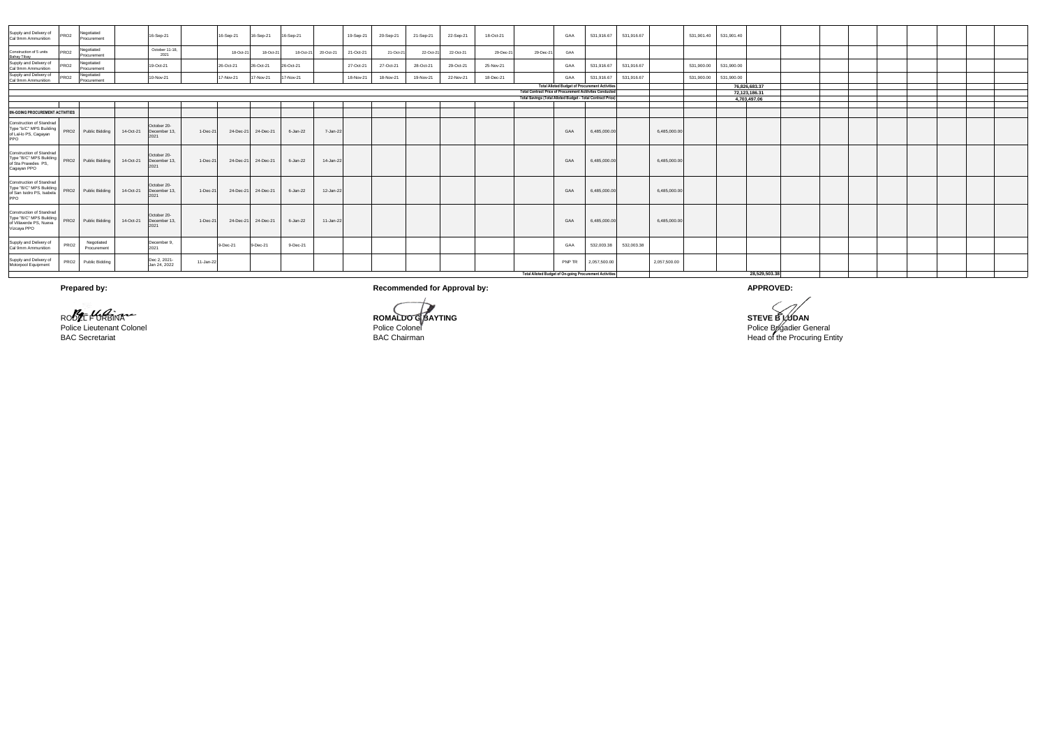| | | | | | | | | | | | | | | | | | | | | | | | | | | | | | | |
|---|---|---|---|---|---|---|---|---|---|---|---|---|---|---|---|---|---|---|---|---|---|---|---|---|---|---|---|---|---|---|
| Supply and Delivery of Cal 9mm Ammunition | PRO2 | Negotiated Procurement | | 16-Sep-21 | | 16-Sep-21 | 16-Sep-21 | 16-Sep-21 | | 19-Sep-21 | 20-Sep-21 | 21-Sep-21 | 22-Sep-21 | 18-Oct-21 | | GAA | 531,916.67 | 531,916.67 | | 531,901.40 | 531,901.40 | | | | | | | | | |
| Construction of 5 units Bahay Tibay | PRO2 | Negotiated Procurement | | October 11-18, 2021 | | 18-Oct-21 | 18-Oct-21 | 18-Oct-21 | 20-Oct-21 | 21-Oct-21 | 21-Oct-21 | 22-Oct-21 | 22-Oct-21 | 29-Dec-21 | 29-Dec-21 | GAA | | | | | | | | | | | | | | |
| Supply and Delivery of Cal 9mm Ammunition | PRO2 | Negotiated Procurement | | 19-Oct-21 | | 26-Oct-21 | 26-Oct-21 | 26-Oct-21 | | 27-Oct-21 | 27-Oct-21 | 28-Oct-21 | 29-Oct-21 | 25-Nov-21 | | GAA | 531,916.67 | 531,916.67 | | 531,900.00 | 531,900.00 | | | | | | | | | |
| Supply and Delivery of Cal 9mm Ammunition | PRO2 | Negotiated Procurement | | 10-Nov-21 | | 17-Nov-21 | 17-Nov-21 | 17-Nov-21 | | 18-Nov-21 | 18-Nov-21 | 19-Nov-21 | 22-Nov-21 | 18-Dec-21 | | GAA | 531,916.67 | 531,916.67 | | 531,900.00 | 531,900.00 | | | | | | | | | |
| Total Alloted Budget of Procurement Activities | | | | | | | | | | | | | | | | | | | | | | 76,826,683.37 | | | | | | | | |
| Total Contract Price of Procurement Activities Conducted | | | | | | | | | | | | | | | | | | | | | | 72,123,186.31 | | | | | | | | |
| Total Savings (Total Alloted Budget - Total Contract Price) | | | | | | | | | | | | | | | | | | | | | | 4,703,497.06 | | | | | | | | |
| **ON-GOING PROCUREMENT ACTIVITIES** | | | | | | | | | | | | | | | | | | | | | | | | | | | | | | |
| Construction of Standrad Type "B/C" MPS Building of Lal-lo PS, Cagayan PPO | PRO2 | Public Bidding | 14-Oct-21 | October 20-December 13, 2021 | 1-Dec-21 | 24-Dec-21 | 24-Dec-21 | 6-Jan-22 | 7-Jan-22 | | | | | | | GAA | 6,485,000.00 | | 6,485,000.00 | | | | | | | | | | | |
| Construction of Standrad Type "B/C" MPS Building of Sta Praxedes PS, Cagayan PPO | PRO2 | Public Bidding | 14-Oct-21 | October 20-December 13, 2021 | 1-Dec-21 | 24-Dec-21 | 24-Dec-21 | 6-Jan-22 | 14-Jan-22 | | | | | | | GAA | 6,485,000.00 | | 6,485,000.00 | | | | | | | | | | | |
| Construction of Standrad Type "B/C" MPS Building of San Isidro PS, Isabela PPO | PRO2 | Public Bidding | 14-Oct-21 | October 20-December 13, 2021 | 1-Dec-21 | 24-Dec-21 | 24-Dec-21 | 6-Jan-22 | 12-Jan-22 | | | | | | | GAA | 6,485,000.00 | | 6,485,000.00 | | | | | | | | | | | |
| Construction of Standrad Type "B/C" MPS Building of Villaverde PS, Nueva Vizcaya PPO | PRO2 | Public Bidding | 14-Oct-21 | October 20-December 13, 2021 | 1-Dec-21 | 24-Dec-21 | 24-Dec-21 | 6-Jan-22 | 11-Jan-22 | | | | | | | GAA | 6,485,000.00 | | 6,485,000.00 | | | | | | | | | | | |
| Supply and Delivery of Cal 9mm Ammunition | PRO2 | Negotiated Procurement | | December 9, 2021 | | 9-Dec-21 | 9-Dec-21 | 9-Dec-21 | | | | | | | | GAA | 532,003.38 | 532,003.38 | | | | | | | | | | | | |
| Supply and Delivery of Motorpool Equipment | PRO2 | Public Bidding | | Dec 2, 2021-Jan 24, 2022 | 11-Jan-22 | | | | | | | | | | | PNP TR | 2,057,500.00 | | 2,057,500.00 | | | | | | | | | | | |
| Total Alloted Budget of On-going Procurement Activities | | | | | | | | | | | | | | | | | | | | | | 28,529,503.38 | | | | | | | | |

**Prepared by:**

RODEL F URBINA
Police Lieutenant Colonel
BAC Secretariat

**Recommended for Approval by:**

**ROMALDO G BAYTING**
Police Colonel
BAC Chairman

**APPROVED:**

**STEVE B LUDAN**
Police Brigadier General
Head of the Procuring Entity